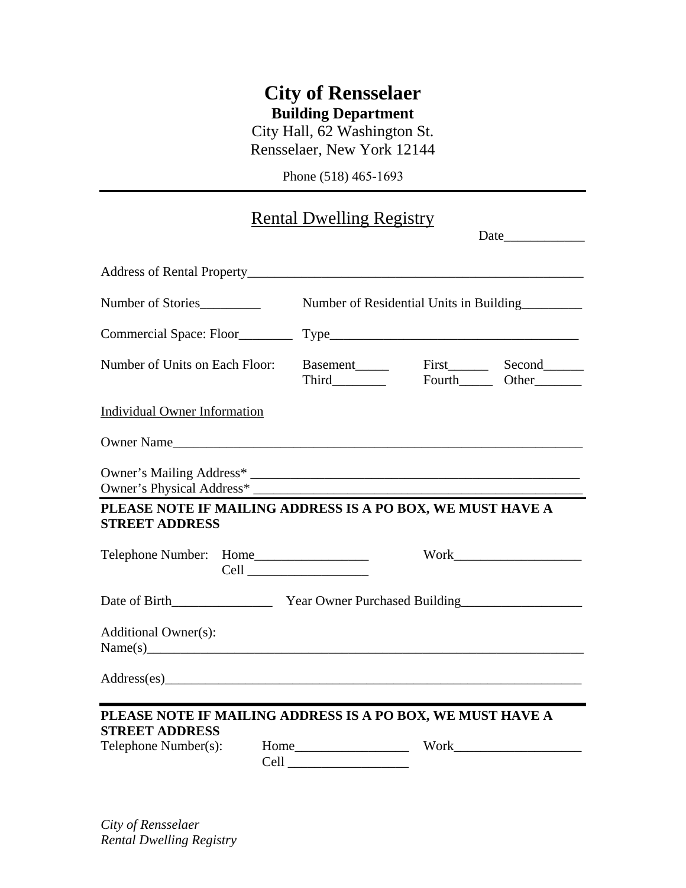# City of Rensselaer

**Building Department**

City Hall, 62 Washington St.
Rensselaer, New York 12144

Phone (518) 465-1693

---

## Rental Dwelling Registry

Date____________

Address of Rental Property___________________________________________________

Number of Stories_________ Number of Residential Units in Building_________

Commercial Space: Floor________ Type______________________________________

Number of Units on Each Floor: Basement_____ First______ Second______ Third________ Fourth_____ Other_______

Individual Owner Information

Owner Name______________________________________________________________

Owner's Mailing Address* __________________________________________________
Owner's Physical Address* __________________________________________________

**PLEASE NOTE IF MAILING ADDRESS IS A PO BOX, WE MUST HAVE A STREET ADDRESS**

Telephone Number: Home_________________ Work___________________
Cell __________________

Date of Birth_______________ Year Owner Purchased Building__________________

Additional Owner(s):
Name(s)_________________________________________________________________

Address(es)_______________________________________________________________

**PLEASE NOTE IF MAILING ADDRESS IS A PO BOX, WE MUST HAVE A STREET ADDRESS**

Telephone Number(s): Home_________________ Work___________________
Cell __________________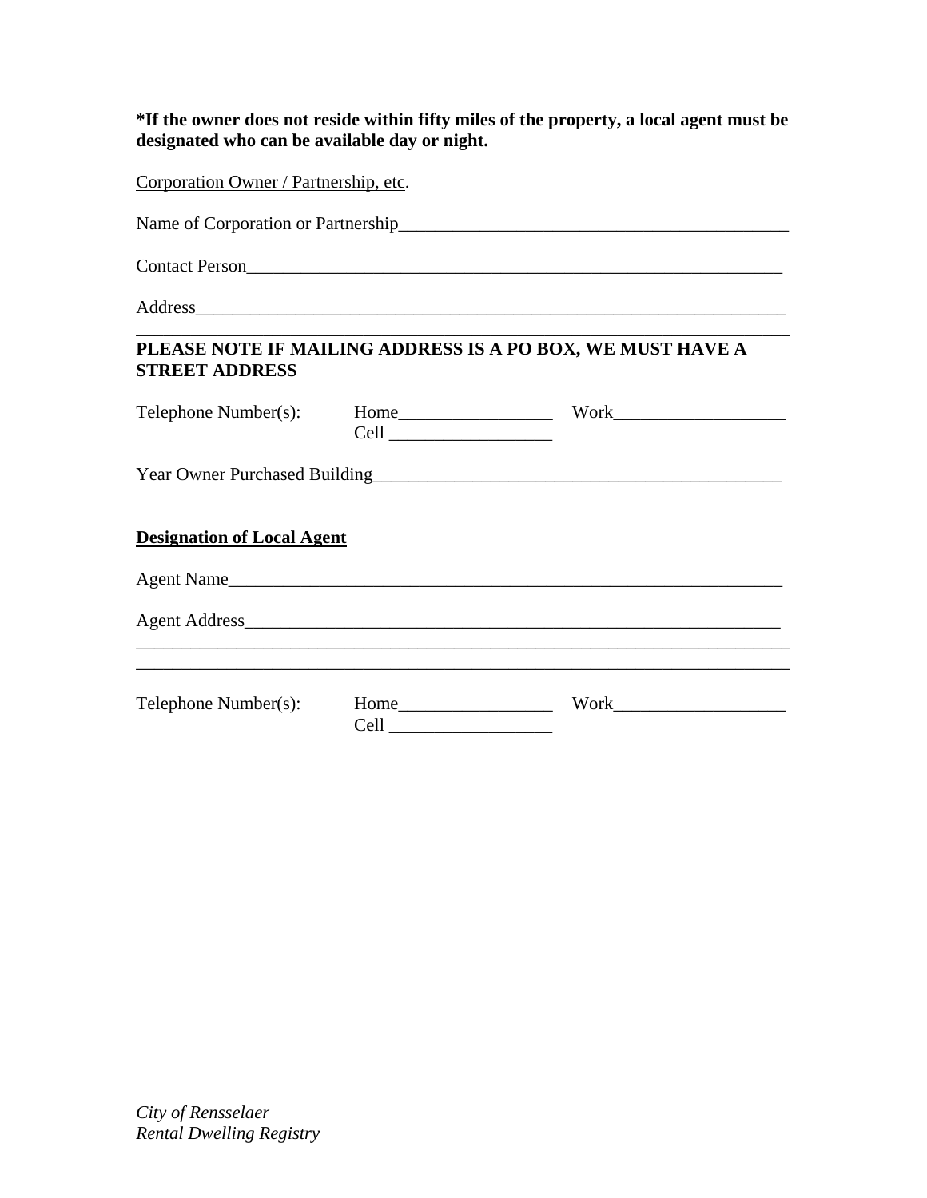**\*If the owner does not reside within fifty miles of the property, a local agent must be designated who can be available day or night.**

Corporation Owner / Partnership, etc.

Name of Corporation or Partnership____________________________________________

Contact Person_____________________________________________________________

Address___________________________________________________________________
__________________________________________________________________________

**PLEASE NOTE IF MAILING ADDRESS IS A PO BOX, WE MUST HAVE A STREET ADDRESS**

Telephone Number(s): Home_________________ Work___________________
Cell __________________

Year Owner Purchased Building_____________________________________________

**Designation of Local Agent**

Agent Name_________________________________________________________________

Agent Address_______________________________________________________________
__________________________________________________________________________
__________________________________________________________________________

Telephone Number(s): Home_________________ Work___________________
Cell __________________